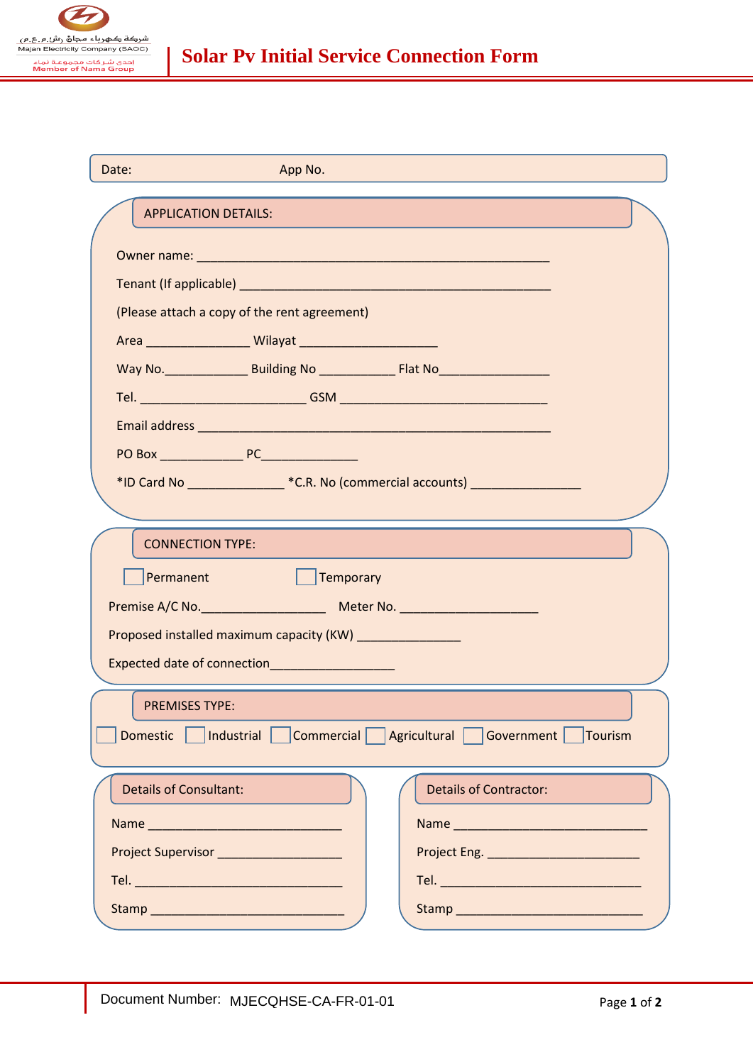شركة كهرباء مجان (ش.م.ع.م)
Majan Electricity Company (SAOC)
احدى شركات مجموعة نماء
Member of Nama Group

# Solar Pv Initial Service Connection Form

Date: App No.

## APPLICATION DETAILS:

Owner name: _______________________________________________

Tenant (If applicable) ____________________________________________

(Please attach a copy of the rent agreement)

Area ______________ Wilayat __________________

Way No.___________ Building No __________ Flat No_______________

Tel. ______________________ GSM ____________________________

Email address ____________________________________________

PO Box ___________ PC_____________

*ID Card No _____________ *C.R. No (commercial accounts) _______________

## CONNECTION TYPE:

☐ Permanent ☐ Temporary

Premise A/C No._________________ Meter No. __________________

Proposed installed maximum capacity (KW) ______________

Expected date of connection_________________

## PREMISES TYPE:

☐ Domestic ☐ Industrial ☐ Commercial ☐ Agricultural ☐ Government ☐ Tourism

## Details of Consultant:

Name ___________________________

Project Supervisor _________________

Tel. _____________________________

Stamp ___________________________

## Details of Contractor:

Name ___________________________

Project Eng. _____________________

Tel. _____________________________

Stamp ___________________________

Document Number: MJECQHSE-CA-FR-01-01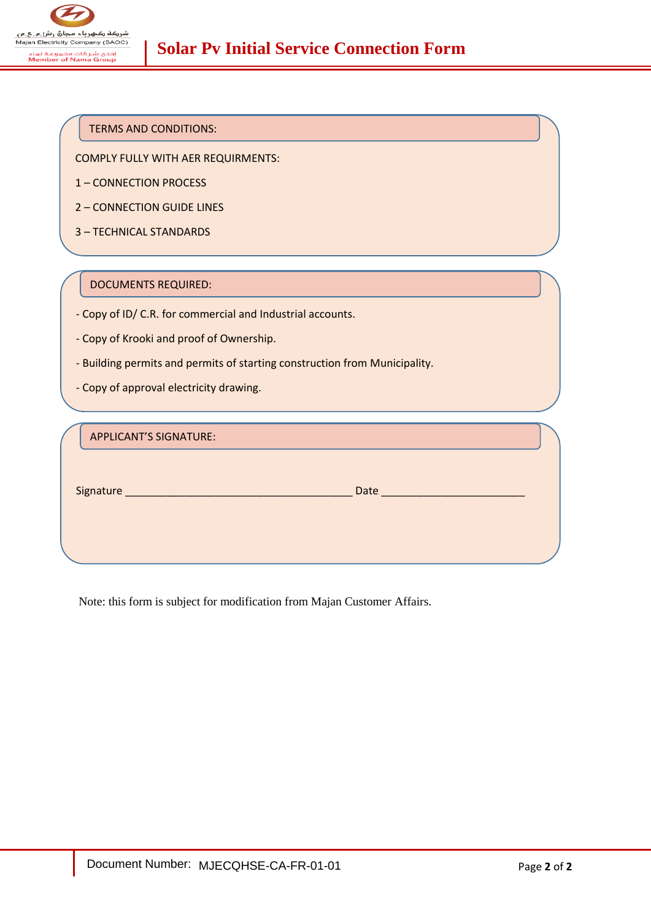# Solar Pv Initial Service Connection Form

## TERMS AND CONDITIONS:

COMPLY FULLY WITH AER REQUIRMENTS:

1 – CONNECTION PROCESS

2 – CONNECTION GUIDE LINES

3 – TECHNICAL STANDARDS

## DOCUMENTS REQUIRED:

- Copy of ID/ C.R. for commercial and Industrial accounts.
- Copy of Krooki and proof of Ownership.
- Building permits and permits of starting construction from Municipality.
- Copy of approval electricity drawing.

## APPLICANT'S SIGNATURE:

Signature _______________________________________ Date _________________________

Note: this form is subject for modification from Majan Customer Affairs.

Document Number: MJECQHSE-CA-FR-01-01